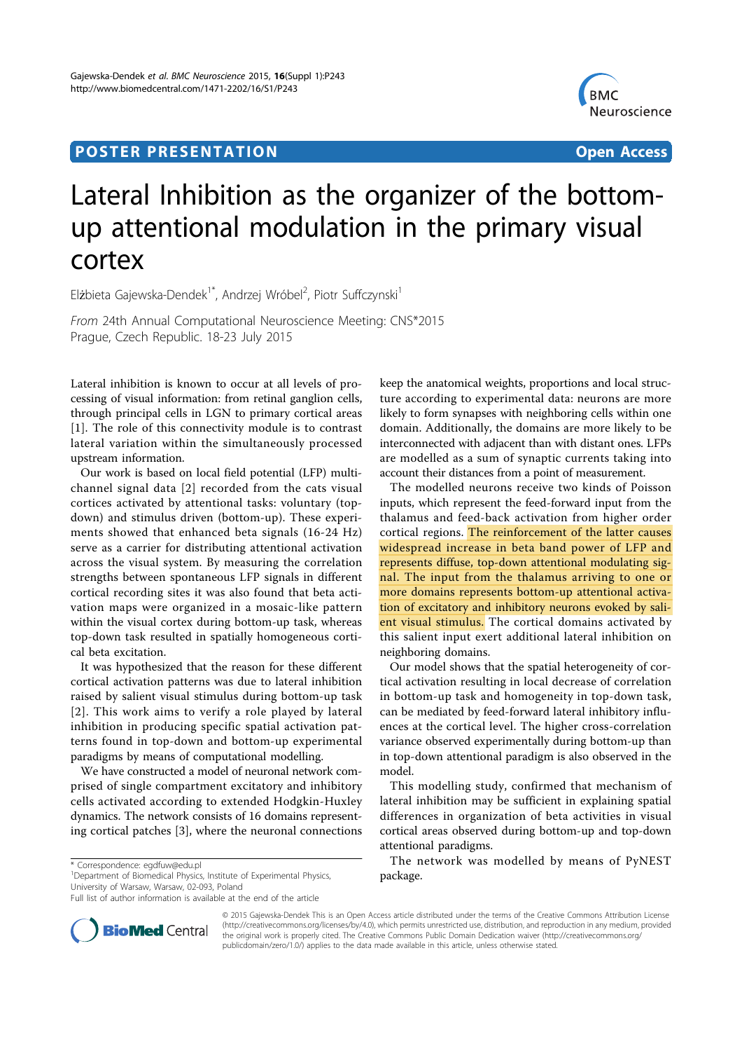POSTER PRESENTATION Open Access

# Lateral Inhibition as the organizer of the bottom-up attentional modulation in the primary visual cortex

Elżbieta Gajewska-Dendek[1*], Andrzej Wróbel[2], Piotr Suffczynski[1]

*From* 24th Annual Computational Neuroscience Meeting: CNS*2015
Prague, Czech Republic. 18-23 July 2015

Lateral inhibition is known to occur at all levels of processing of visual information: from retinal ganglion cells, through principal cells in LGN to primary cortical areas [1]. The role of this connectivity module is to contrast lateral variation within the simultaneously processed upstream information.

Our work is based on local field potential (LFP) multichannel signal data [2] recorded from the cats visual cortices activated by attentional tasks: voluntary (top-down) and stimulus driven (bottom-up). These experiments showed that enhanced beta signals (16-24 Hz) serve as a carrier for distributing attentional activation across the visual system. By measuring the correlation strengths between spontaneous LFP signals in different cortical recording sites it was also found that beta activation maps were organized in a mosaic-like pattern within the visual cortex during bottom-up task, whereas top-down task resulted in spatially homogeneous cortical beta excitation.

It was hypothesized that the reason for these different cortical activation patterns was due to lateral inhibition raised by salient visual stimulus during bottom-up task [2]. This work aims to verify a role played by lateral inhibition in producing specific spatial activation patterns found in top-down and bottom-up experimental paradigms by means of computational modelling.

We have constructed a model of neuronal network comprised of single compartment excitatory and inhibitory cells activated according to extended Hodgkin-Huxley dynamics. The network consists of 16 domains representing cortical patches [3], where the neuronal connections keep the anatomical weights, proportions and local structure according to experimental data: neurons are more likely to form synapses with neighboring cells within one domain. Additionally, the domains are more likely to be interconnected with adjacent than with distant ones. LFPs are modelled as a sum of synaptic currents taking into account their distances from a point of measurement.

The modelled neurons receive two kinds of Poisson inputs, which represent the feed-forward input from the thalamus and feed-back activation from higher order cortical regions. The reinforcement of the latter causes widespread increase in beta band power of LFP and represents diffuse, top-down attentional modulating signal. The input from the thalamus arriving to one or more domains represents bottom-up attentional activation of excitatory and inhibitory neurons evoked by salient visual stimulus. The cortical domains activated by this salient input exert additional lateral inhibition on neighboring domains.

Our model shows that the spatial heterogeneity of cortical activation resulting in local decrease of correlation in bottom-up task and homogeneity in top-down task, can be mediated by feed-forward lateral inhibitory influences at the cortical level. The higher cross-correlation variance observed experimentally during bottom-up than in top-down attentional paradigm is also observed in the model.

This modelling study, confirmed that mechanism of lateral inhibition may be sufficient in explaining spatial differences in organization of beta activities in visual cortical areas observed during bottom-up and top-down attentional paradigms.

The network was modelled by means of PyNEST package.

* Correspondence: egdfuw@edu.pl
[1]Department of Biomedical Physics, Institute of Experimental Physics, University of Warsaw, Warsaw, 02-093, Poland
Full list of author information is available at the end of the article

© 2015 Gajewska-Dendek This is an Open Access article distributed under the terms of the Creative Commons Attribution License (http://creativecommons.org/licenses/by/4.0), which permits unrestricted use, distribution, and reproduction in any medium, provided the original work is properly cited. The Creative Commons Public Domain Dedication waiver (http://creativecommons.org/publicdomain/zero/1.0/) applies to the data made available in this article, unless otherwise stated.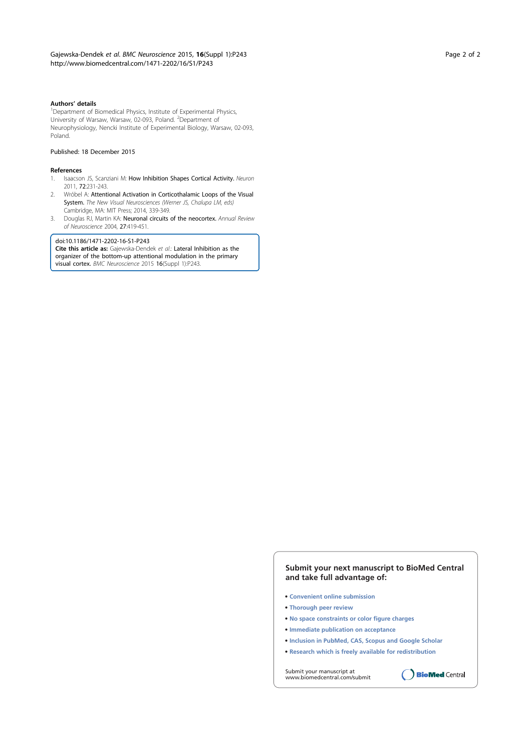### Authors' details

[1]Department of Biomedical Physics, Institute of Experimental Physics, University of Warsaw, Warsaw, 02-093, Poland. [2]Department of Neurophysiology, Nencki Institute of Experimental Biology, Warsaw, 02-093, Poland.

Published: 18 December 2015

### References

1. Isaacson JS, Scanziani M: **How Inhibition Shapes Cortical Activity.** *Neuron* 2011, **72**:231-243.
2. Wróbel A: **Attentional Activation in Corticothalamic Loops of the Visual System.** *The New Visual Neurosciences (Werner JS, Chalupa LM, eds)* Cambridge, MA: MIT Press; 2014, 339-349.
3. Douglas RJ, Martin KA: **Neuronal circuits of the neocortex.** *Annual Review of Neuroscience* 2004, **27**:419-451.

doi:10.1186/1471-2202-16-S1-P243
**Cite this article as:** Gajewska-Dendek *et al.*: **Lateral Inhibition as the organizer of the bottom-up attentional modulation in the primary visual cortex.** *BMC Neuroscience* 2015 **16**(Suppl 1):P243.

**Submit your next manuscript to BioMed Central and take full advantage of:**

- **Convenient online submission**
- **Thorough peer review**
- **No space constraints or color figure charges**
- **Immediate publication on acceptance**
- **Inclusion in PubMed, CAS, Scopus and Google Scholar**
- **Research which is freely available for redistribution**

Submit your manuscript at
www.biomedcentral.com/submit

BioMed Central